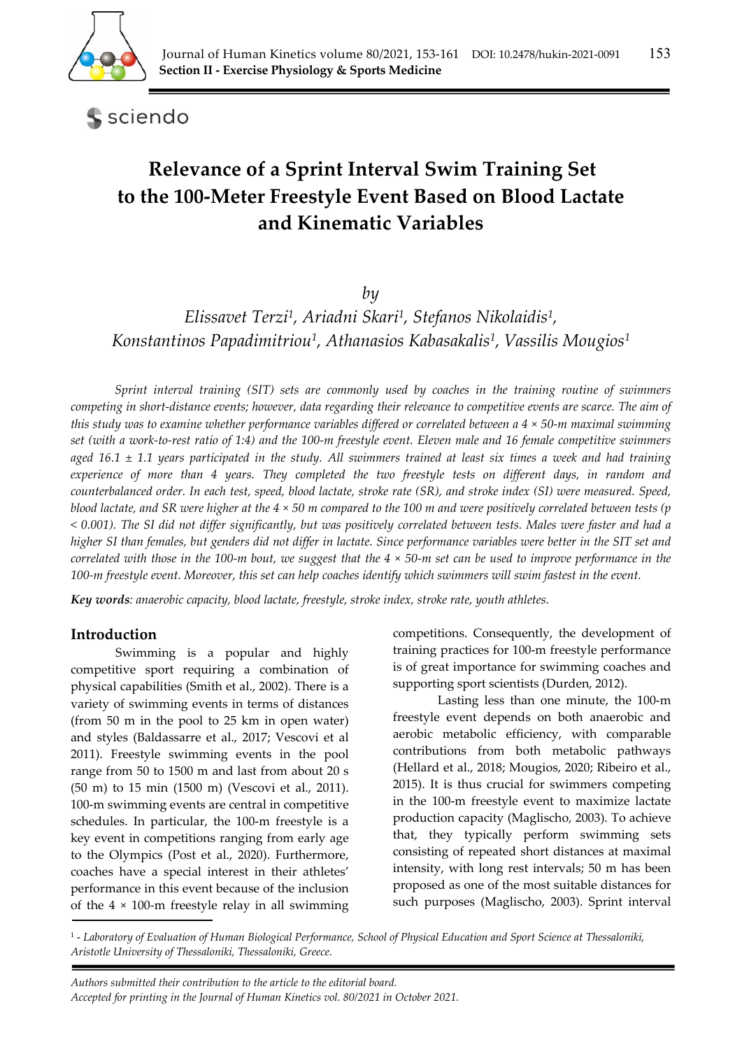# Relevance of a Sprint Interval Swim Training Set to the 100-Meter Freestyle Event Based on Blood Lactate and Kinematic Variables

*by*

*Elissavet Terzi[1], Ariadni Skari[1], Stefanos Nikolaidis[1], Konstantinos Papadimitriou[1], Athanasios Kabasakalis[1], Vassilis Mougios[1]*

*Sprint interval training (SIT) sets are commonly used by coaches in the training routine of swimmers competing in short-distance events; however, data regarding their relevance to competitive events are scarce. The aim of this study was to examine whether performance variables differed or correlated between a 4 × 50-m maximal swimming set (with a work-to-rest ratio of 1:4) and the 100-m freestyle event. Eleven male and 16 female competitive swimmers aged 16.1 ± 1.1 years participated in the study. All swimmers trained at least six times a week and had training experience of more than 4 years. They completed the two freestyle tests on different days, in random and counterbalanced order. In each test, speed, blood lactate, stroke rate (SR), and stroke index (SI) were measured. Speed, blood lactate, and SR were higher at the 4 × 50 m compared to the 100 m and were positively correlated between tests ($p < 0.001$). The SI did not differ significantly, but was positively correlated between tests. Males were faster and had a higher SI than females, but genders did not differ in lactate. Since performance variables were better in the SIT set and correlated with those in the 100-m bout, we suggest that the 4 × 50-m set can be used to improve performance in the 100-m freestyle event. Moreover, this set can help coaches identify which swimmers will swim fastest in the event.*

***Key words**: anaerobic capacity, blood lactate, freestyle, stroke index, stroke rate, youth athletes.*

## Introduction

Swimming is a popular and highly competitive sport requiring a combination of physical capabilities (Smith et al., 2002). There is a variety of swimming events in terms of distances (from 50 m in the pool to 25 km in open water) and styles (Baldassarre et al., 2017; Vescovi et al 2011). Freestyle swimming events in the pool range from 50 to 1500 m and last from about 20 s (50 m) to 15 min (1500 m) (Vescovi et al., 2011). 100-m swimming events are central in competitive schedules. In particular, the 100-m freestyle is a key event in competitions ranging from early age to the Olympics (Post et al., 2020). Furthermore, coaches have a special interest in their athletes' performance in this event because of the inclusion of the 4 × 100-m freestyle relay in all swimming competitions. Consequently, the development of training practices for 100-m freestyle performance is of great importance for swimming coaches and supporting sport scientists (Durden, 2012).

Lasting less than one minute, the 100-m freestyle event depends on both anaerobic and aerobic metabolic efficiency, with comparable contributions from both metabolic pathways (Hellard et al., 2018; Mougios, 2020; Ribeiro et al., 2015). It is thus crucial for swimmers competing in the 100-m freestyle event to maximize lactate production capacity (Maglischo, 2003). To achieve that, they typically perform swimming sets consisting of repeated short distances at maximal intensity, with long rest intervals; 50 m has been proposed as one of the most suitable distances for such purposes (Maglischo, 2003). Sprint interval

[1] - *Laboratory of Evaluation of Human Biological Performance, School of Physical Education and Sport Science at Thessaloniki, Aristotle University of Thessaloniki, Thessaloniki, Greece.*

*Authors submitted their contribution to the article to the editorial board.*
*Accepted for printing in the Journal of Human Kinetics vol. 80/2021 in October 2021.*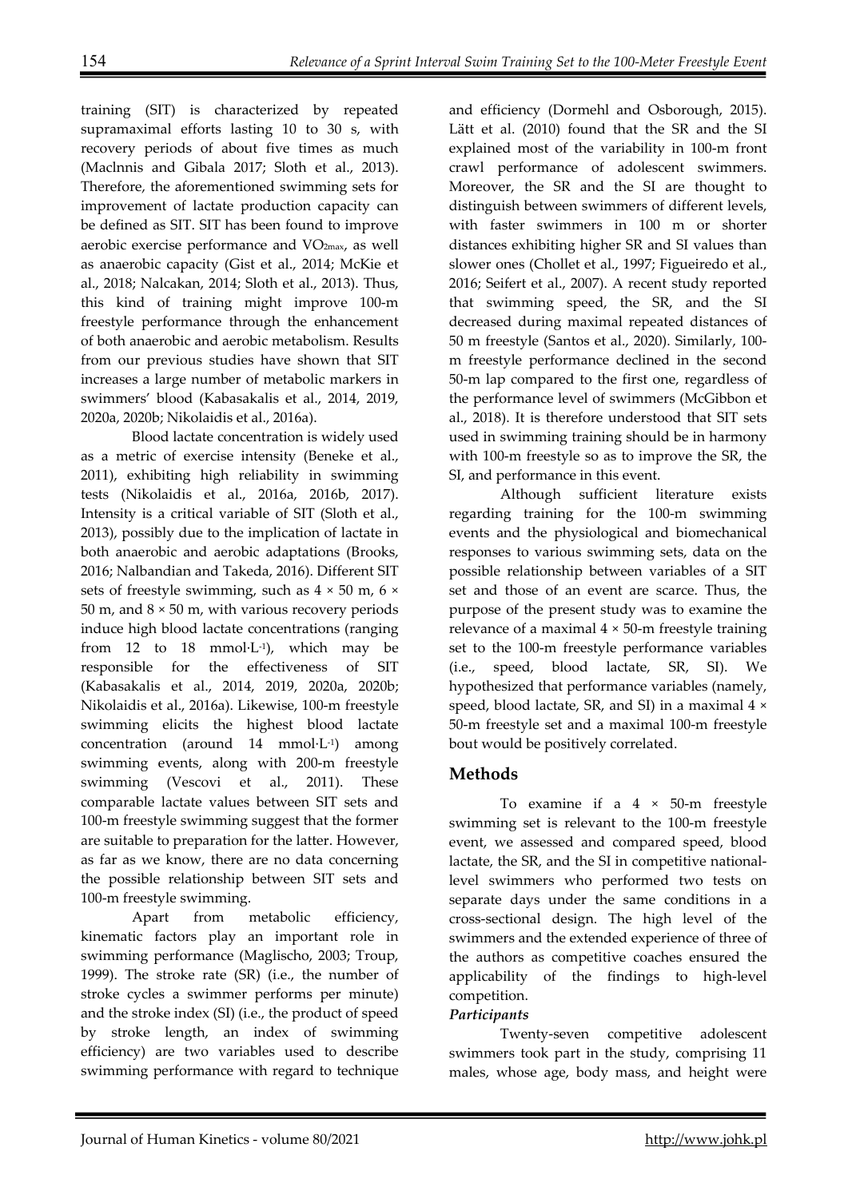training (SIT) is characterized by repeated supramaximal efforts lasting 10 to 30 s, with recovery periods of about five times as much (Maclnnis and Gibala 2017; Sloth et al., 2013). Therefore, the aforementioned swimming sets for improvement of lactate production capacity can be defined as SIT. SIT has been found to improve aerobic exercise performance and $VO_{2max}$, as well as anaerobic capacity (Gist et al., 2014; McKie et al., 2018; Nalcakan, 2014; Sloth et al., 2013). Thus, this kind of training might improve 100-m freestyle performance through the enhancement of both anaerobic and aerobic metabolism. Results from our previous studies have shown that SIT increases a large number of metabolic markers in swimmers' blood (Kabasakalis et al., 2014, 2019, 2020a, 2020b; Nikolaidis et al., 2016a).

Blood lactate concentration is widely used as a metric of exercise intensity (Beneke et al., 2011), exhibiting high reliability in swimming tests (Nikolaidis et al., 2016a, 2016b, 2017). Intensity is a critical variable of SIT (Sloth et al., 2013), possibly due to the implication of lactate in both anaerobic and aerobic adaptations (Brooks, 2016; Nalbandian and Takeda, 2016). Different SIT sets of freestyle swimming, such as 4 × 50 m, 6 × 50 m, and 8 × 50 m, with various recovery periods induce high blood lactate concentrations (ranging from 12 to 18 $mmol \cdot L^{-1}$), which may be responsible for the effectiveness of SIT (Kabasakalis et al., 2014, 2019, 2020a, 2020b; Nikolaidis et al., 2016a). Likewise, 100-m freestyle swimming elicits the highest blood lactate concentration (around 14 $mmol \cdot L^{-1}$) among swimming events, along with 200-m freestyle swimming (Vescovi et al., 2011). These comparable lactate values between SIT sets and 100-m freestyle swimming suggest that the former are suitable to preparation for the latter. However, as far as we know, there are no data concerning the possible relationship between SIT sets and 100-m freestyle swimming.

Apart from metabolic efficiency, kinematic factors play an important role in swimming performance (Maglischo, 2003; Troup, 1999). The stroke rate (SR) (i.e., the number of stroke cycles a swimmer performs per minute) and the stroke index (SI) (i.e., the product of speed by stroke length, an index of swimming efficiency) are two variables used to describe swimming performance with regard to technique and efficiency (Dormehl and Osborough, 2015). Lätt et al. (2010) found that the SR and the SI explained most of the variability in 100-m front crawl performance of adolescent swimmers. Moreover, the SR and the SI are thought to distinguish between swimmers of different levels, with faster swimmers in 100 m or shorter distances exhibiting higher SR and SI values than slower ones (Chollet et al., 1997; Figueiredo et al., 2016; Seifert et al., 2007). A recent study reported that swimming speed, the SR, and the SI decreased during maximal repeated distances of 50 m freestyle (Santos et al., 2020). Similarly, 100-m freestyle performance declined in the second 50-m lap compared to the first one, regardless of the performance level of swimmers (McGibbon et al., 2018). It is therefore understood that SIT sets used in swimming training should be in harmony with 100-m freestyle so as to improve the SR, the SI, and performance in this event.

Although sufficient literature exists regarding training for the 100-m swimming events and the physiological and biomechanical responses to various swimming sets, data on the possible relationship between variables of a SIT set and those of an event are scarce. Thus, the purpose of the present study was to examine the relevance of a maximal 4 × 50-m freestyle training set to the 100-m freestyle performance variables (i.e., speed, blood lactate, SR, SI). We hypothesized that performance variables (namely, speed, blood lactate, SR, and SI) in a maximal 4 × 50-m freestyle set and a maximal 100-m freestyle bout would be positively correlated.

## Methods

To examine if a 4 × 50-m freestyle swimming set is relevant to the 100-m freestyle event, we assessed and compared speed, blood lactate, the SR, and the SI in competitive national-level swimmers who performed two tests on separate days under the same conditions in a cross-sectional design. The high level of the swimmers and the extended experience of three of the authors as competitive coaches ensured the applicability of the findings to high-level competition.

### *Participants*

Twenty-seven competitive adolescent swimmers took part in the study, comprising 11 males, whose age, body mass, and height were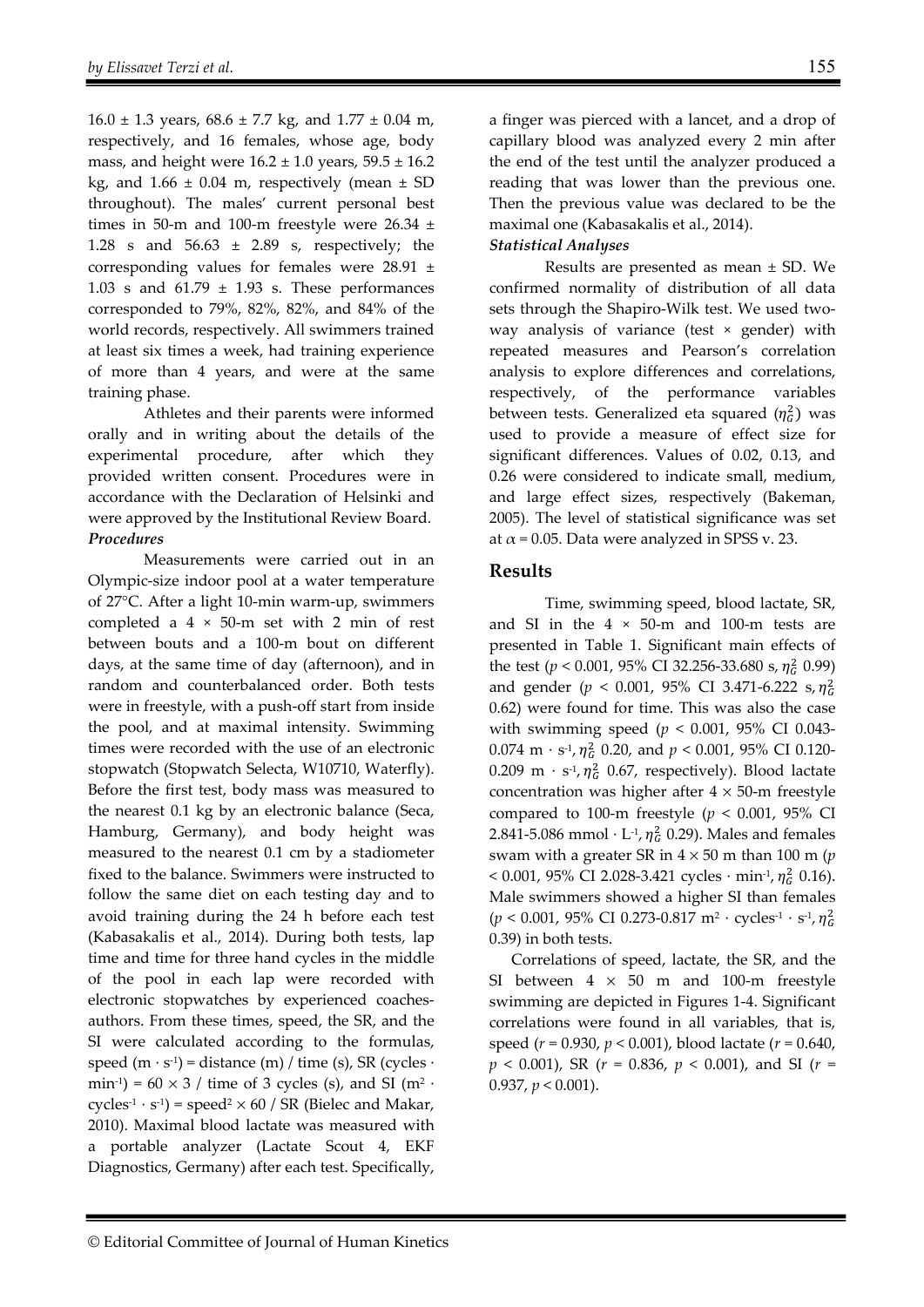16.0 ± 1.3 years, 68.6 ± 7.7 kg, and 1.77 ± 0.04 m, respectively, and 16 females, whose age, body mass, and height were 16.2 ± 1.0 years, 59.5 ± 16.2 kg, and 1.66 ± 0.04 m, respectively (mean ± SD throughout). The males' current personal best times in 50-m and 100-m freestyle were 26.34 ± 1.28 s and 56.63 ± 2.89 s, respectively; the corresponding values for females were 28.91 ± 1.03 s and 61.79 ± 1.93 s. These performances corresponded to 79%, 82%, 82%, and 84% of the world records, respectively. All swimmers trained at least six times a week, had training experience of more than 4 years, and were at the same training phase.

Athletes and their parents were informed orally and in writing about the details of the experimental procedure, after which they provided written consent. Procedures were in accordance with the Declaration of Helsinki and were approved by the Institutional Review Board.

***Procedures***

Measurements were carried out in an Olympic-size indoor pool at a water temperature of 27°C. After a light 10-min warm-up, swimmers completed a 4 × 50-m set with 2 min of rest between bouts and a 100-m bout on different days, at the same time of day (afternoon), and in random and counterbalanced order. Both tests were in freestyle, with a push-off start from inside the pool, and at maximal intensity. Swimming times were recorded with the use of an electronic stopwatch (Stopwatch Selecta, W10710, Waterfly). Before the first test, body mass was measured to the nearest 0.1 kg by an electronic balance (Seca, Hamburg, Germany), and body height was measured to the nearest 0.1 cm by a stadiometer fixed to the balance. Swimmers were instructed to follow the same diet on each testing day and to avoid training during the 24 h before each test (Kabasakalis et al., 2014). During both tests, lap time and time for three hand cycles in the middle of the pool in each lap were recorded with electronic stopwatches by experienced coaches-authors. From these times, speed, the SR, and the SI were calculated according to the formulas, speed ($m \cdot s^{-1}$) = distance (m) / time (s), SR ($cycles \cdot min^{-1}$) = $60 \times 3$ / time of 3 cycles (s), and SI ($m^2 \cdot cycles^{-1} \cdot s^{-1}$) = $speed^2 \times 60$ / SR (Bielec and Makar, 2010). Maximal blood lactate was measured with a portable analyzer (Lactate Scout 4, EKF Diagnostics, Germany) after each test. Specifically, a finger was pierced with a lancet, and a drop of capillary blood was analyzed every 2 min after the end of the test until the analyzer produced a reading that was lower than the previous one. Then the previous value was declared to be the maximal one (Kabasakalis et al., 2014).

***Statistical Analyses***

Results are presented as mean ± SD. We confirmed normality of distribution of all data sets through the Shapiro-Wilk test. We used two-way analysis of variance (test × gender) with repeated measures and Pearson's correlation analysis to explore differences and correlations, respectively, of the performance variables between tests. Generalized eta squared ($\eta_G^2$) was used to provide a measure of effect size for significant differences. Values of 0.02, 0.13, and 0.26 were considered to indicate small, medium, and large effect sizes, respectively (Bakeman, 2005). The level of statistical significance was set at $\alpha = 0.05$. Data were analyzed in SPSS v. 23.

## Results

Time, swimming speed, blood lactate, SR, and SI in the 4 × 50-m and 100-m tests are presented in Table 1. Significant main effects of the test ($p < 0.001$, 95% CI 32.256-33.680 s, $\eta_G^2$ 0.99) and gender ($p < 0.001$, 95% CI 3.471-6.222 s, $\eta_G^2$ 0.62) were found for time. This was also the case with swimming speed ($p < 0.001$, 95% CI 0.043-0.074 $m \cdot s^{-1}$, $\eta_G^2$ 0.20, and $p < 0.001$, 95% CI 0.120-0.209 $m \cdot s^{-1}$, $\eta_G^2$ 0.67, respectively). Blood lactate concentration was higher after 4 × 50-m freestyle compared to 100-m freestyle ($p < 0.001$, 95% CI 2.841-5.086 $mmol \cdot L^{-1}$, $\eta_G^2$ 0.29). Males and females swam with a greater SR in 4 × 50 m than 100 m ($p < 0.001$, 95% CI 2.028-3.421 $cycles \cdot min^{-1}$, $\eta_G^2$ 0.16). Male swimmers showed a higher SI than females ($p < 0.001$, 95% CI 0.273-0.817 $m^2 \cdot cycles^{-1} \cdot s^{-1}$, $\eta_G^2$ 0.39) in both tests.

Correlations of speed, lactate, the SR, and the SI between 4 × 50 m and 100-m freestyle swimming are depicted in Figures 1-4. Significant correlations were found in all variables, that is, speed ($r = 0.930$, $p < 0.001$), blood lactate ($r = 0.640$, $p < 0.001$), SR ($r = 0.836$, $p < 0.001$), and SI ($r = 0.937$, $p < 0.001$).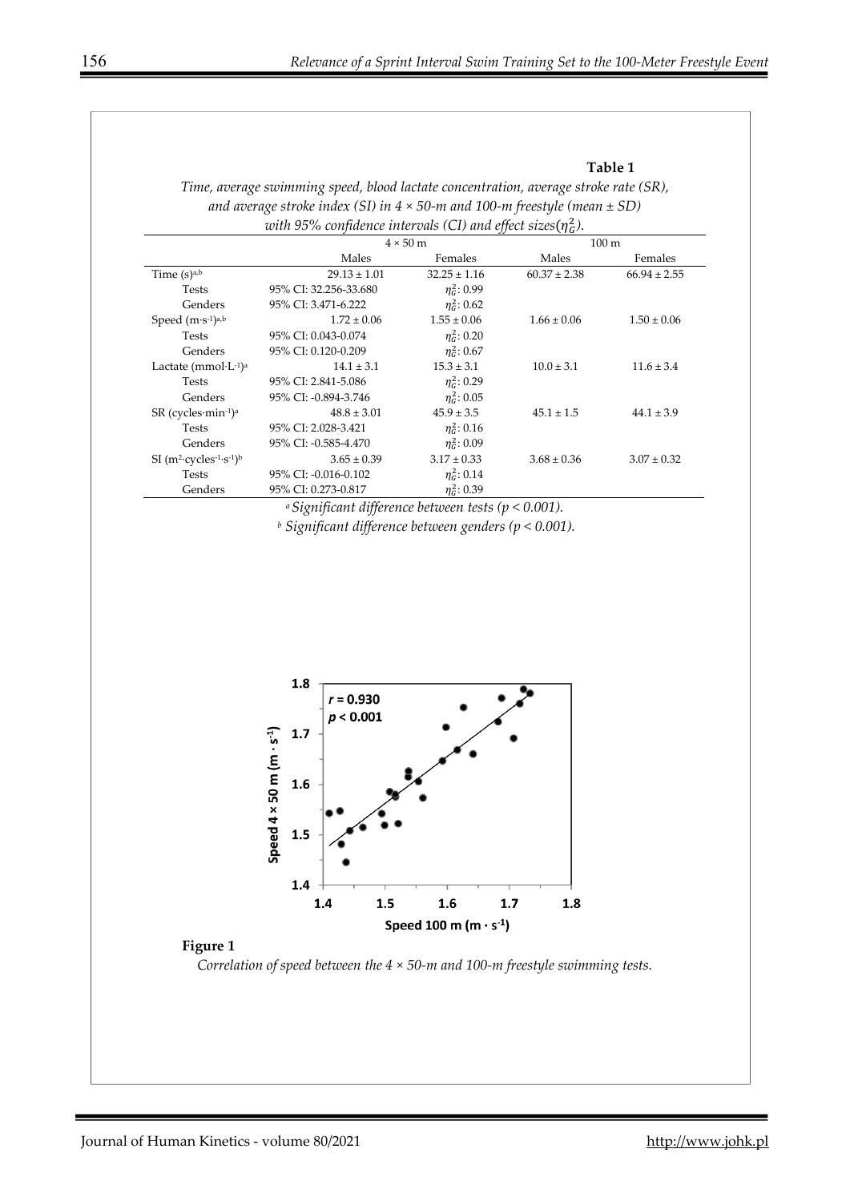**Table 1**

*Time, average swimming speed, blood lactate concentration, average stroke rate (SR), and average stroke index (SI) in 4 × 50-m and 100-m freestyle (mean ± SD) with 95% confidence intervals (CI) and effect sizes($\eta^2_G$).*

| | 4 × 50 m | | 100 m | |
|---|---|---|---|---|
| | Males | Females | Males | Females |
| Time (s)[a,b] | 29.13 ± 1.01 | 32.25 ± 1.16 | 60.37 ± 2.38 | 66.94 ± 2.55 |
| Tests | 95% CI: 32.256-33.680 | $\eta^2_G$: 0.99 | | |
| Genders | 95% CI: 3.471-6.222 | $\eta^2_G$: 0.62 | | |
| Speed ($m \cdot s^{-1}$)[a,b] | 1.72 ± 0.06 | 1.55 ± 0.06 | 1.66 ± 0.06 | 1.50 ± 0.06 |
| Tests | 95% CI: 0.043-0.074 | $\eta^2_G$: 0.20 | | |
| Genders | 95% CI: 0.120-0.209 | $\eta^2_G$: 0.67 | | |
| Lactate ($mmol \cdot L^{-1}$)[a] | 14.1 ± 3.1 | 15.3 ± 3.1 | 10.0 ± 3.1 | 11.6 ± 3.4 |
| Tests | 95% CI: 2.841-5.086 | $\eta^2_G$: 0.29 | | |
| Genders | 95% CI: -0.894-3.746 | $\eta^2_G$: 0.05 | | |
| SR ($cycles \cdot min^{-1}$)[a] | 48.8 ± 3.01 | 45.9 ± 3.5 | 45.1 ± 1.5 | 44.1 ± 3.9 |
| Tests | 95% CI: 2.028-3.421 | $\eta^2_G$: 0.16 | | |
| Genders | 95% CI: -0.585-4.470 | $\eta^2_G$: 0.09 | | |
| SI ($m^2 \cdot cycles^{-1} \cdot s^{-1}$)[b] | 3.65 ± 0.39 | 3.17 ± 0.33 | 3.68 ± 0.36 | 3.07 ± 0.32 |
| Tests | 95% CI: -0.016-0.102 | $\eta^2_G$: 0.14 | | |
| Genders | 95% CI: 0.273-0.817 | $\eta^2_G$: 0.39 | | |

*[a] Significant difference between tests ($p < 0.001$).*

*[b] Significant difference between genders ($p < 0.001$).*

**Figure 1**

*Correlation of speed between the 4 × 50-m and 100-m freestyle swimming tests.*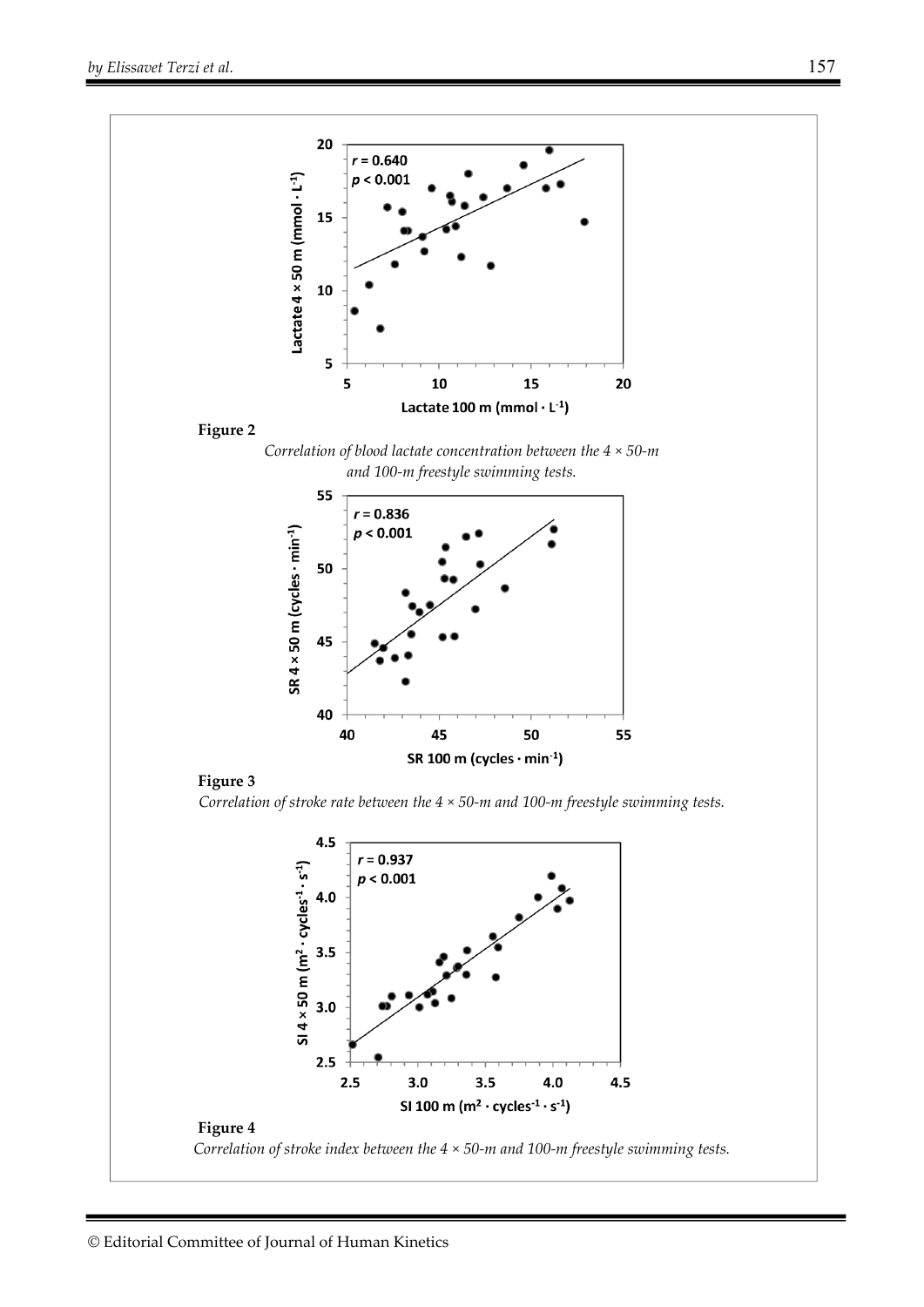**Figure 2**

*Correlation of blood lactate concentration between the 4 × 50-m and 100-m freestyle swimming tests.*

**Figure 3**

*Correlation of stroke rate between the 4 × 50-m and 100-m freestyle swimming tests.*

**Figure 4**

*Correlation of stroke index between the 4 × 50-m and 100-m freestyle swimming tests.*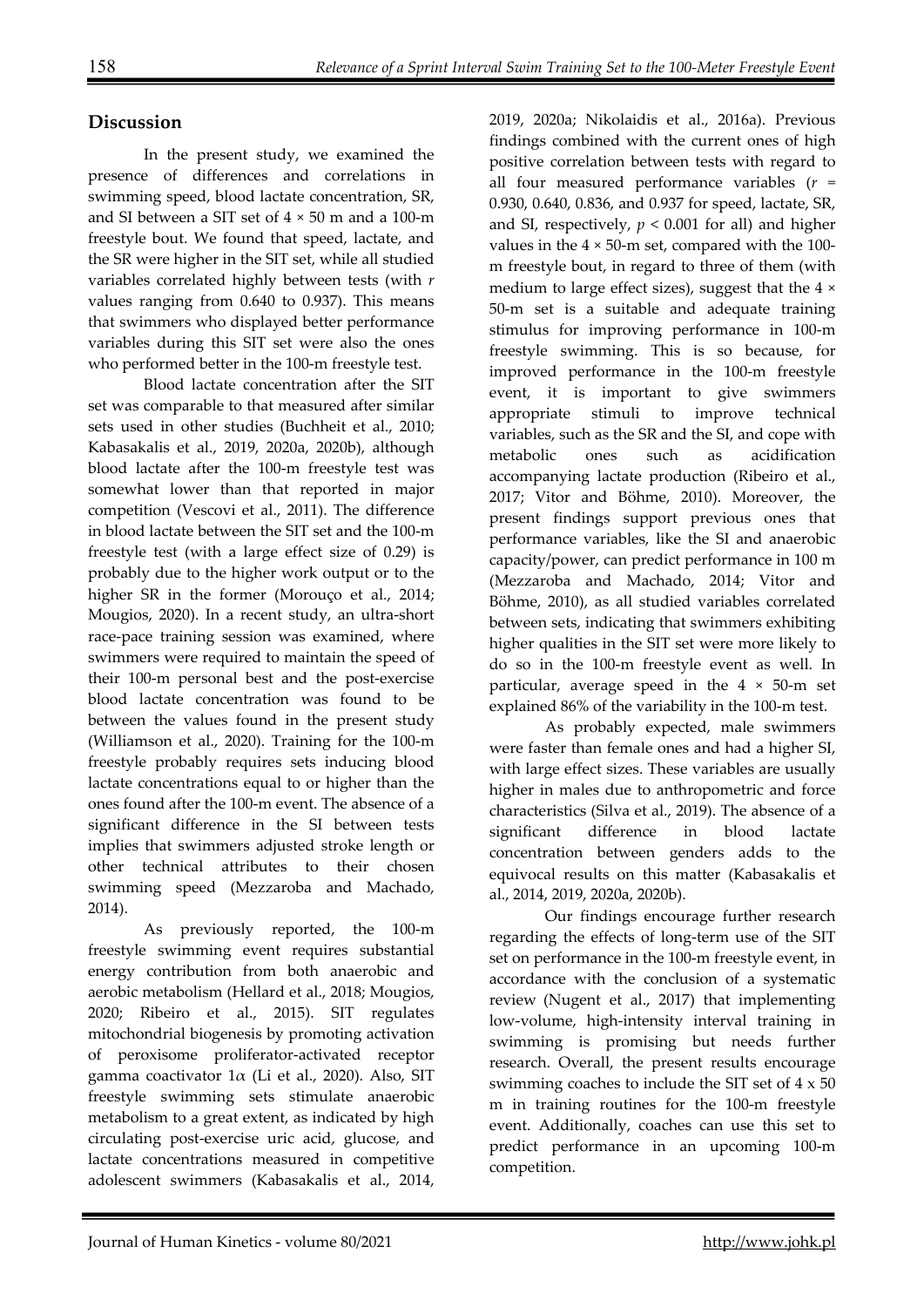## Discussion

In the present study, we examined the presence of differences and correlations in swimming speed, blood lactate concentration, SR, and SI between a SIT set of 4 × 50 m and a 100-m freestyle bout. We found that speed, lactate, and the SR were higher in the SIT set, while all studied variables correlated highly between tests (with *r* values ranging from 0.640 to 0.937). This means that swimmers who displayed better performance variables during this SIT set were also the ones who performed better in the 100-m freestyle test.

Blood lactate concentration after the SIT set was comparable to that measured after similar sets used in other studies (Buchheit et al., 2010; Kabasakalis et al., 2019, 2020a, 2020b), although blood lactate after the 100-m freestyle test was somewhat lower than that reported in major competition (Vescovi et al., 2011). The difference in blood lactate between the SIT set and the 100-m freestyle test (with a large effect size of 0.29) is probably due to the higher work output or to the higher SR in the former (Morouço et al., 2014; Mougios, 2020). In a recent study, an ultra-short race-pace training session was examined, where swimmers were required to maintain the speed of their 100-m personal best and the post-exercise blood lactate concentration was found to be between the values found in the present study (Williamson et al., 2020). Training for the 100-m freestyle probably requires sets inducing blood lactate concentrations equal to or higher than the ones found after the 100-m event. The absence of a significant difference in the SI between tests implies that swimmers adjusted stroke length or other technical attributes to their chosen swimming speed (Mezzaroba and Machado, 2014).

As previously reported, the 100-m freestyle swimming event requires substantial energy contribution from both anaerobic and aerobic metabolism (Hellard et al., 2018; Mougios, 2020; Ribeiro et al., 2015). SIT regulates mitochondrial biogenesis by promoting activation of peroxisome proliferator-activated receptor gamma coactivator 1$\alpha$ (Li et al., 2020). Also, SIT freestyle swimming sets stimulate anaerobic metabolism to a great extent, as indicated by high circulating post-exercise uric acid, glucose, and lactate concentrations measured in competitive adolescent swimmers (Kabasakalis et al., 2014, 2019, 2020a; Nikolaidis et al., 2016a). Previous findings combined with the current ones of high positive correlation between tests with regard to all four measured performance variables ($r$ = 0.930, 0.640, 0.836, and 0.937 for speed, lactate, SR, and SI, respectively, $p < 0.001$ for all) and higher values in the 4 × 50-m set, compared with the 100-m freestyle bout, in regard to three of them (with medium to large effect sizes), suggest that the 4 × 50-m set is a suitable and adequate training stimulus for improving performance in 100-m freestyle swimming. This is so because, for improved performance in the 100-m freestyle event, it is important to give swimmers appropriate stimuli to improve technical variables, such as the SR and the SI, and cope with metabolic ones such as acidification accompanying lactate production (Ribeiro et al., 2017; Vitor and Böhme, 2010). Moreover, the present findings support previous ones that performance variables, like the SI and anaerobic capacity/power, can predict performance in 100 m (Mezzaroba and Machado, 2014; Vitor and Böhme, 2010), as all studied variables correlated between sets, indicating that swimmers exhibiting higher qualities in the SIT set were more likely to do so in the 100-m freestyle event as well. In particular, average speed in the 4 × 50-m set explained 86% of the variability in the 100-m test.

As probably expected, male swimmers were faster than female ones and had a higher SI, with large effect sizes. These variables are usually higher in males due to anthropometric and force characteristics (Silva et al., 2019). The absence of a significant difference in blood lactate concentration between genders adds to the equivocal results on this matter (Kabasakalis et al., 2014, 2019, 2020a, 2020b).

Our findings encourage further research regarding the effects of long-term use of the SIT set on performance in the 100-m freestyle event, in accordance with the conclusion of a systematic review (Nugent et al., 2017) that implementing low-volume, high-intensity interval training in swimming is promising but needs further research. Overall, the present results encourage swimming coaches to include the SIT set of 4 x 50 m in training routines for the 100-m freestyle event. Additionally, coaches can use this set to predict performance in an upcoming 100-m competition.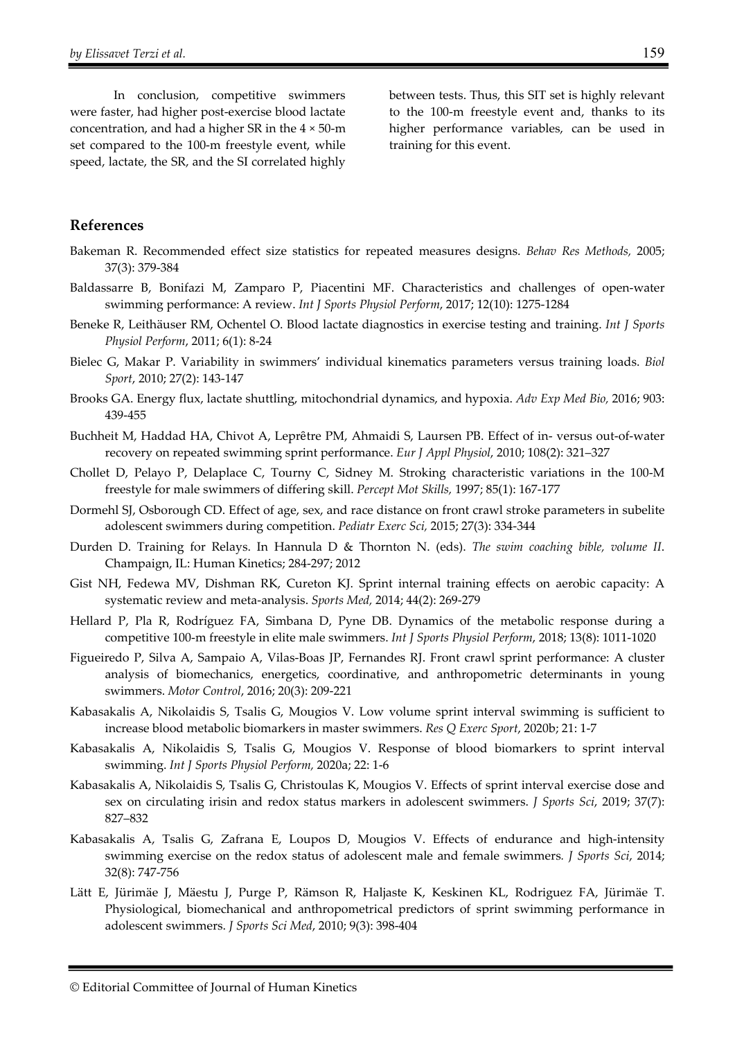In conclusion, competitive swimmers were faster, had higher post-exercise blood lactate concentration, and had a higher SR in the 4 × 50-m set compared to the 100-m freestyle event, while speed, lactate, the SR, and the SI correlated highly between tests. Thus, this SIT set is highly relevant to the 100-m freestyle event and, thanks to its higher performance variables, can be used in training for this event.

## References

Bakeman R. Recommended effect size statistics for repeated measures designs. *Behav Res Methods,* 2005; 37(3): 379-384

Baldassarre B, Bonifazi M, Zamparo P, Piacentini MF. Characteristics and challenges of open-water swimming performance: A review. *Int J Sports Physiol Perform*, 2017; 12(10): 1275-1284

Beneke R, Leithäuser RM, Ochentel O. Blood lactate diagnostics in exercise testing and training. *Int J Sports Physiol Perform*, 2011; 6(1): 8-24

Bielec G, Makar P. Variability in swimmers' individual kinematics parameters versus training loads. *Biol Sport*, 2010; 27(2): 143-147

Brooks GA. Energy flux, lactate shuttling, mitochondrial dynamics, and hypoxia. *Adv Exp Med Bio,* 2016; 903: 439-455

Buchheit M, Haddad HA, Chivot A, Leprêtre PM, Ahmaidi S, Laursen PB. Effect of in- versus out-of-water recovery on repeated swimming sprint performance. *Eur J Appl Physiol*, 2010; 108(2): 321–327

Chollet D, Pelayo P, Delaplace C, Tourny C, Sidney M. Stroking characteristic variations in the 100-M freestyle for male swimmers of differing skill. *Percept Mot Skills,* 1997; 85(1): 167-177

Dormehl SJ, Osborough CD. Effect of age, sex, and race distance on front crawl stroke parameters in subelite adolescent swimmers during competition. *Pediatr Exerc Sci,* 2015; 27(3): 334-344

Durden D. Training for Relays. In Hannula D & Thornton N. (eds). *The swim coaching bible, volume II*. Champaign, IL: Human Kinetics; 284-297; 2012

Gist NH, Fedewa MV, Dishman RK, Cureton KJ. Sprint internal training effects on aerobic capacity: A systematic review and meta-analysis. *Sports Med,* 2014; 44(2): 269-279

Hellard P, Pla R, Rodríguez FA, Simbana D, Pyne DB. Dynamics of the metabolic response during a competitive 100-m freestyle in elite male swimmers. *Int J Sports Physiol Perform*, 2018; 13(8): 1011-1020

Figueiredo P, Silva A, Sampaio A, Vilas-Boas JP, Fernandes RJ. Front crawl sprint performance: A cluster analysis of biomechanics, energetics, coordinative, and anthropometric determinants in young swimmers. *Motor Control*, 2016; 20(3): 209-221

Kabasakalis A, Nikolaidis S, Tsalis G, Mougios V. Low volume sprint interval swimming is sufficient to increase blood metabolic biomarkers in master swimmers. *Res Q Exerc Sport*, 2020b; 21: 1-7

Kabasakalis A, Nikolaidis S, Tsalis G, Mougios V. Response of blood biomarkers to sprint interval swimming. *Int J Sports Physiol Perform,* 2020a; 22: 1-6

Kabasakalis A, Nikolaidis S, Tsalis G, Christoulas K, Mougios V. Effects of sprint interval exercise dose and sex on circulating irisin and redox status markers in adolescent swimmers. *J Sports Sci*, 2019; 37(7): 827–832

Kabasakalis A, Tsalis G, Zafrana E, Loupos D, Mougios V. Effects of endurance and high-intensity swimming exercise on the redox status of adolescent male and female swimmers. *J Sports Sci*, 2014; 32(8): 747-756

Lätt E, Jürimäe J, Mäestu J, Purge P, Rämson R, Haljaste K, Keskinen KL, Rodriguez FA, Jürimäe T. Physiological, biomechanical and anthropometrical predictors of sprint swimming performance in adolescent swimmers. *J Sports Sci Med*, 2010; 9(3): 398-404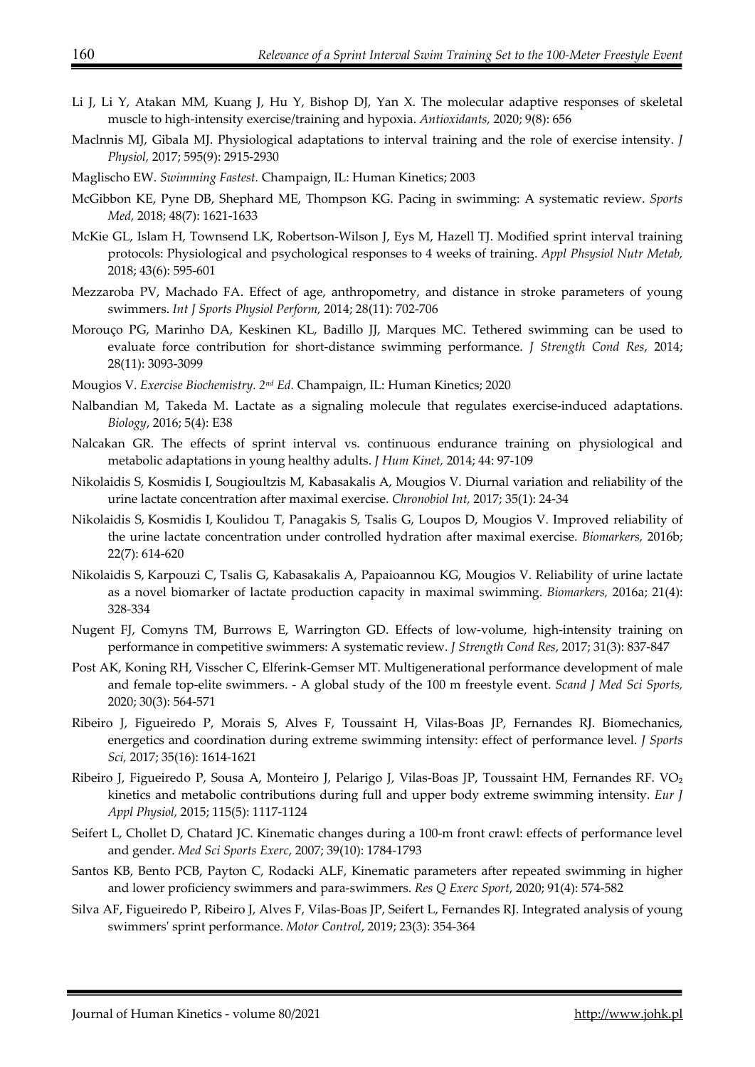Li J, Li Y, Atakan MM, Kuang J, Hu Y, Bishop DJ, Yan X. The molecular adaptive responses of skeletal muscle to high-intensity exercise/training and hypoxia. *Antioxidants,* 2020; 9(8): 656

Maclnnis MJ, Gibala MJ. Physiological adaptations to interval training and the role of exercise intensity. *J Physiol,* 2017; 595(9): 2915-2930

Maglischo EW. *Swimming Fastest.* Champaign, IL: Human Kinetics; 2003

McGibbon KE, Pyne DB, Shephard ME, Thompson KG. Pacing in swimming: A systematic review. *Sports Med,* 2018; 48(7): 1621-1633

McKie GL, Islam H, Townsend LK, Robertson-Wilson J, Eys M, Hazell TJ. Modified sprint interval training protocols: Physiological and psychological responses to 4 weeks of training. *Appl Phsysiol Nutr Metab,* 2018; 43(6): 595-601

Mezzaroba PV, Machado FA. Effect of age, anthropometry, and distance in stroke parameters of young swimmers. *Int J Sports Physiol Perform,* 2014; 28(11): 702-706

Morouço PG, Marinho DA, Keskinen KL, Badillo JJ, Marques MC. Tethered swimming can be used to evaluate force contribution for short-distance swimming performance. *J Strength Cond Res*, 2014; 28(11): 3093-3099

Mougios V. *Exercise Biochemistry. 2nd Ed.* Champaign, IL: Human Kinetics; 2020

Nalbandian M, Takeda M. Lactate as a signaling molecule that regulates exercise-induced adaptations. *Biology*, 2016; 5(4): E38

Nalcakan GR. The effects of sprint interval vs. continuous endurance training on physiological and metabolic adaptations in young healthy adults. *J Hum Kinet,* 2014; 44: 97-109

Nikolaidis S, Kosmidis I, Sougioultzis M, Kabasakalis A, Mougios V. Diurnal variation and reliability of the urine lactate concentration after maximal exercise. *Chronobiol Int,* 2017; 35(1): 24-34

Nikolaidis S, Kosmidis I, Koulidou T, Panagakis S, Tsalis G, Loupos D, Mougios V. Improved reliability of the urine lactate concentration under controlled hydration after maximal exercise. *Biomarkers,* 2016b; 22(7): 614-620

Nikolaidis S, Karpouzi C, Tsalis G, Kabasakalis A, Papaioannou KG, Mougios V. Reliability of urine lactate as a novel biomarker of lactate production capacity in maximal swimming. *Biomarkers,* 2016a; 21(4): 328-334

Nugent FJ, Comyns TM, Burrows E, Warrington GD. Effects of low-volume, high-intensity training on performance in competitive swimmers: A systematic review. *J Strength Cond Res*, 2017; 31(3): 837-847

Post AK, Koning RH, Visscher C, Elferink-Gemser MT. Multigenerational performance development of male and female top-elite swimmers. - A global study of the 100 m freestyle event. *Scand J Med Sci Sports,* 2020; 30(3): 564-571

Ribeiro J, Figueiredo P, Morais S, Alves F, Toussaint H, Vilas-Boas JP, Fernandes RJ. Biomechanics, energetics and coordination during extreme swimming intensity: effect of performance level. *J Sports Sci,* 2017; 35(16): 1614-1621

Ribeiro J, Figueiredo P, Sousa A, Monteiro J, Pelarigo J, Vilas-Boas JP, Toussaint HM, Fernandes RF. $VO_2$ kinetics and metabolic contributions during full and upper body extreme swimming intensity. *Eur J Appl Physiol,* 2015; 115(5): 1117-1124

Seifert L, Chollet D, Chatard JC. Kinematic changes during a 100-m front crawl: effects of performance level and gender. *Med Sci Sports Exerc*, 2007; 39(10): 1784-1793

Santos KB, Bento PCB, Payton C, Rodacki ALF, Kinematic parameters after repeated swimming in higher and lower proficiency swimmers and para-swimmers. *Res Q Exerc Sport*, 2020; 91(4): 574-582

Silva AF, Figueiredo P, Ribeiro J, Alves F, Vilas-Boas JP, Seifert L, Fernandes RJ. Integrated analysis of young swimmers' sprint performance. *Motor Control*, 2019; 23(3): 354-364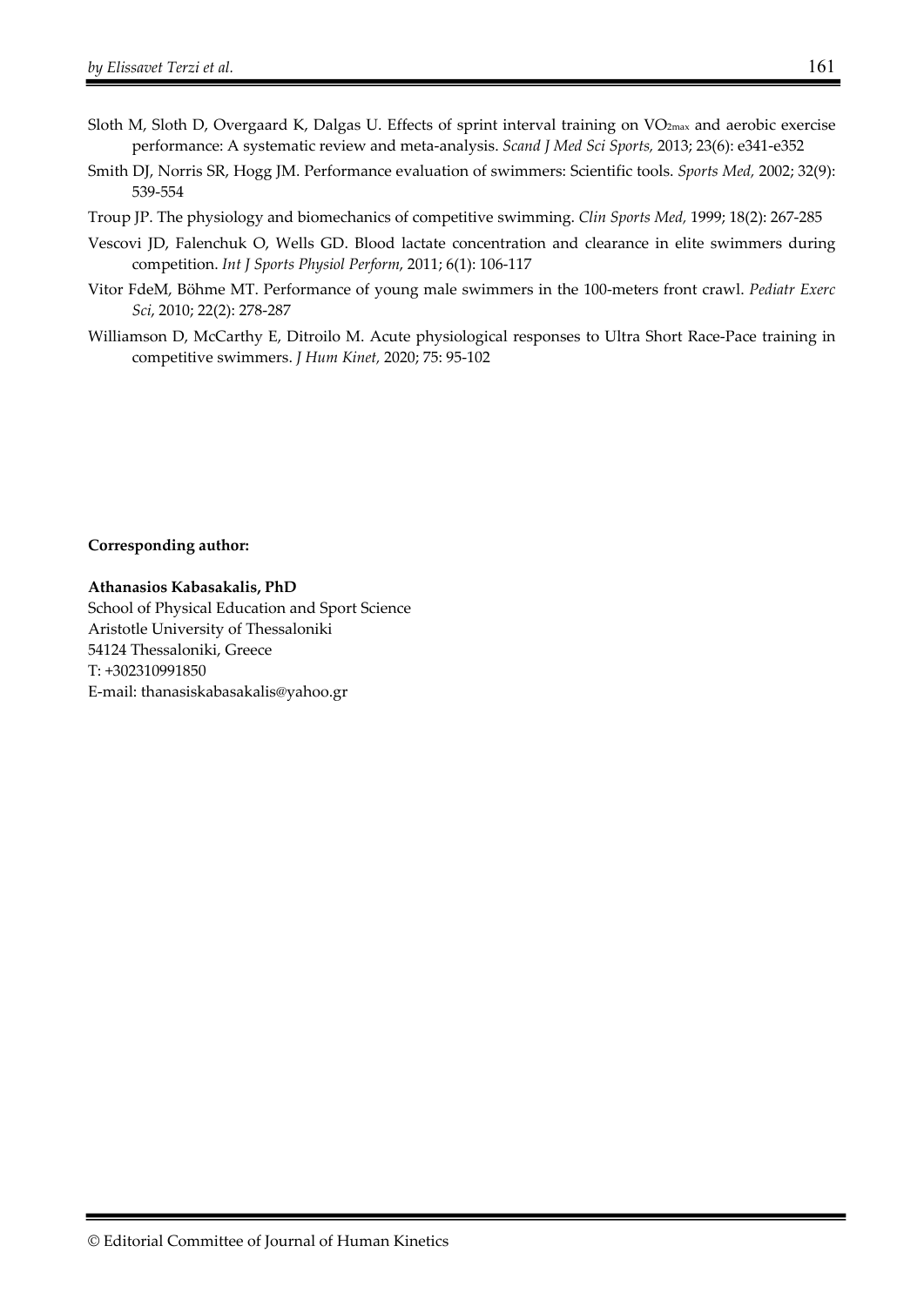Sloth M, Sloth D, Overgaard K, Dalgas U. Effects of sprint interval training on $VO_{2max}$ and aerobic exercise performance: A systematic review and meta-analysis. *Scand J Med Sci Sports,* 2013; 23(6): e341-e352

Smith DJ, Norris SR, Hogg JM. Performance evaluation of swimmers: Scientific tools. *Sports Med,* 2002; 32(9): 539-554

Troup JP. The physiology and biomechanics of competitive swimming. *Clin Sports Med,* 1999; 18(2): 267-285

Vescovi JD, Falenchuk O, Wells GD. Blood lactate concentration and clearance in elite swimmers during competition. *Int J Sports Physiol Perform*, 2011; 6(1): 106-117

Vitor FdeM, Böhme MT. Performance of young male swimmers in the 100-meters front crawl. *Pediatr Exerc Sci*, 2010; 22(2): 278-287

Williamson D, McCarthy E, Ditroilo M. Acute physiological responses to Ultra Short Race-Pace training in competitive swimmers. *J Hum Kinet,* 2020; 75: 95-102

**Corresponding author:**

**Athanasios Kabasakalis, PhD**
School of Physical Education and Sport Science
Aristotle University of Thessaloniki
54124 Thessaloniki, Greece
T: +302310991850
E-mail: thanasiskabasakalis@yahoo.gr